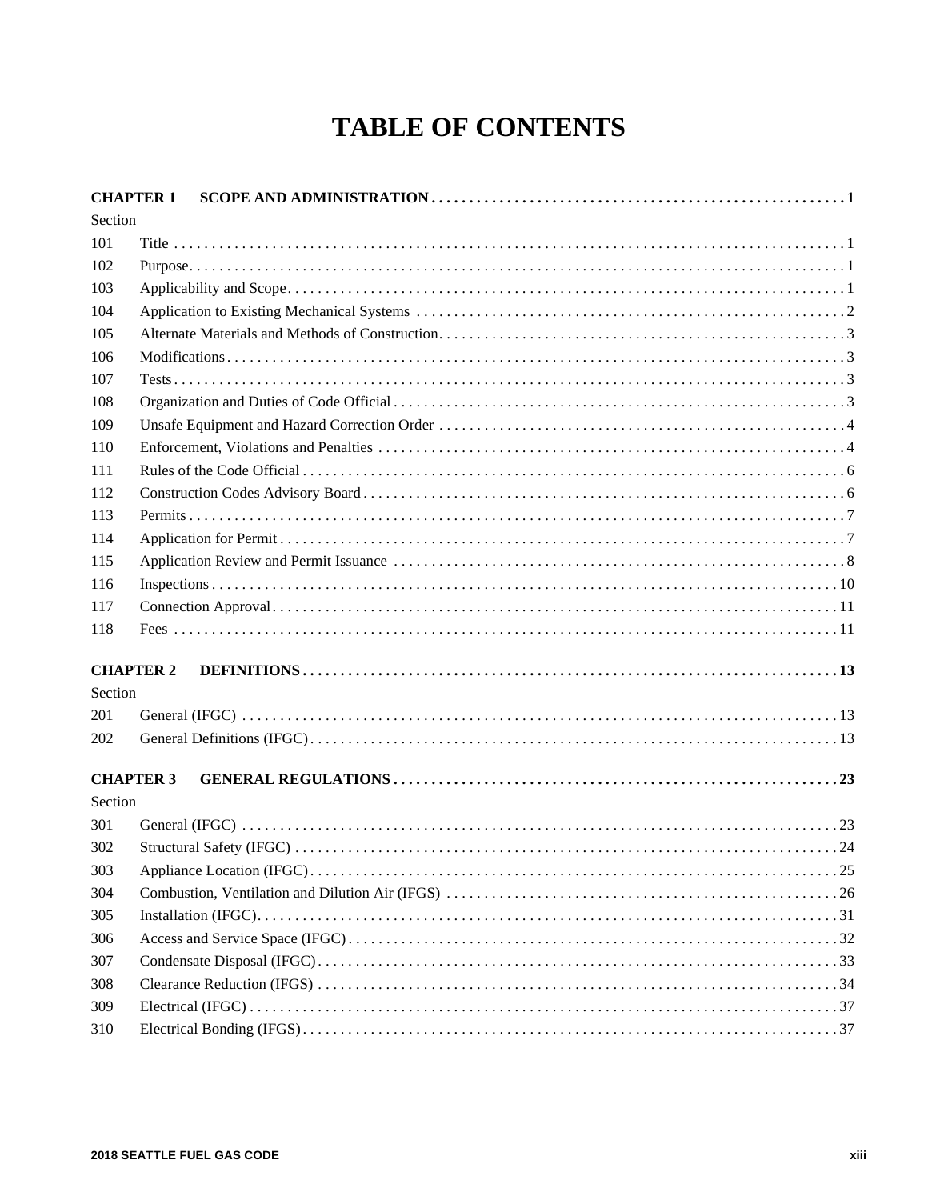# TABLE OF CONTENTS

**CHAPTER 1 SCOPE AND ADMINISTRATION . . . . . . . . . . 1**

Section

| | | |
|---|---|---|
| 101 | Title | 1 |
| 102 | Purpose | 1 |
| 103 | Applicability and Scope | 1 |
| 104 | Application to Existing Mechanical Systems | 2 |
| 105 | Alternate Materials and Methods of Construction | 3 |
| 106 | Modifications | 3 |
| 107 | Tests | 3 |
| 108 | Organization and Duties of Code Official | 3 |
| 109 | Unsafe Equipment and Hazard Correction Order | 4 |
| 110 | Enforcement, Violations and Penalties | 4 |
| 111 | Rules of the Code Official | 6 |
| 112 | Construction Codes Advisory Board | 6 |
| 113 | Permits | 7 |
| 114 | Application for Permit | 7 |
| 115 | Application Review and Permit Issuance | 8 |
| 116 | Inspections | 10 |
| 117 | Connection Approval | 11 |
| 118 | Fees | 11 |

**CHAPTER 2 DEFINITIONS . . . . . . . . . . 13**

Section

| | | |
|---|---|---|
| 201 | General (IFGC) | 13 |
| 202 | General Definitions (IFGC) | 13 |

**CHAPTER 3 GENERAL REGULATIONS . . . . . . . . . . 23**

Section

| | | |
|---|---|---|
| 301 | General (IFGC) | 23 |
| 302 | Structural Safety (IFGC) | 24 |
| 303 | Appliance Location (IFGC) | 25 |
| 304 | Combustion, Ventilation and Dilution Air (IFGS) | 26 |
| 305 | Installation (IFGC) | 31 |
| 306 | Access and Service Space (IFGC) | 32 |
| 307 | Condensate Disposal (IFGC) | 33 |
| 308 | Clearance Reduction (IFGS) | 34 |
| 309 | Electrical (IFGC) | 37 |
| 310 | Electrical Bonding (IFGS) | 37 |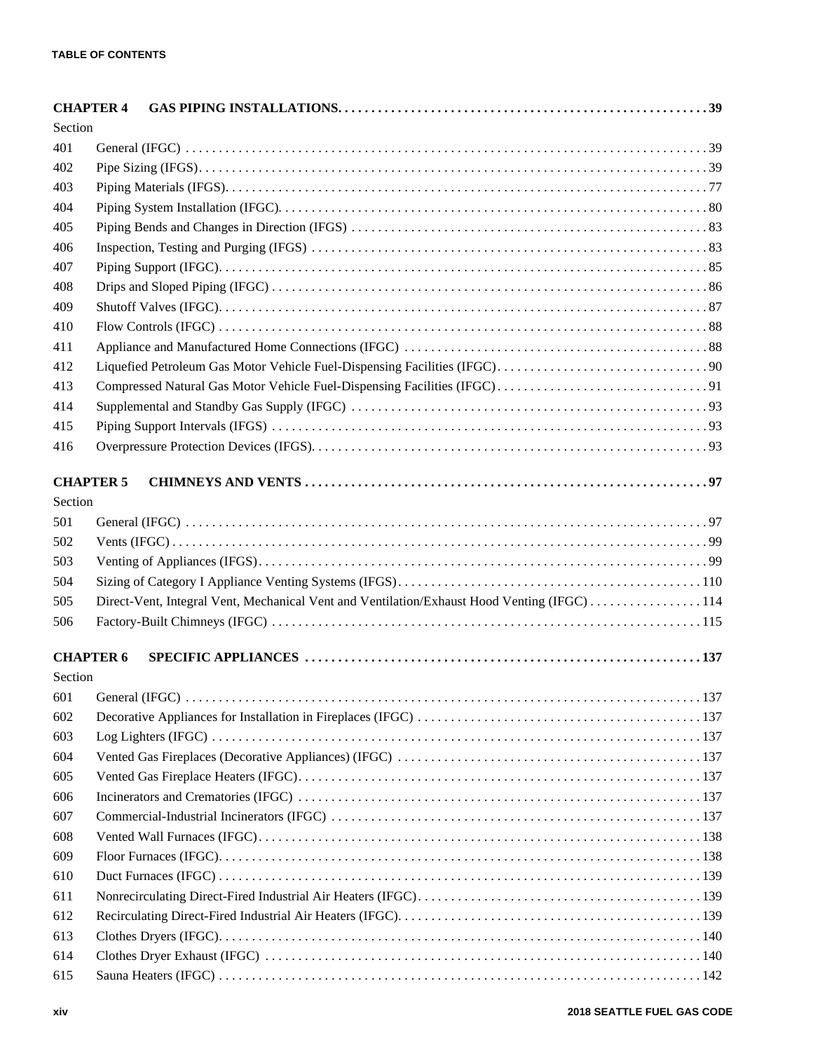**CHAPTER 4 GAS PIPING INSTALLATIONS . . . . . . . . . . 39**

Section

| | | |
|---|---|---|
| 401 | General (IFGC) | 39 |
| 402 | Pipe Sizing (IFGS) | 39 |
| 403 | Piping Materials (IFGS) | 77 |
| 404 | Piping System Installation (IFGC) | 80 |
| 405 | Piping Bends and Changes in Direction (IFGS) | 83 |
| 406 | Inspection, Testing and Purging (IFGS) | 83 |
| 407 | Piping Support (IFGC) | 85 |
| 408 | Drips and Sloped Piping (IFGC) | 86 |
| 409 | Shutoff Valves (IFGC) | 87 |
| 410 | Flow Controls (IFGC) | 88 |
| 411 | Appliance and Manufactured Home Connections (IFGC) | 88 |
| 412 | Liquefied Petroleum Gas Motor Vehicle Fuel-Dispensing Facilities (IFGC) | 90 |
| 413 | Compressed Natural Gas Motor Vehicle Fuel-Dispensing Facilities (IFGC) | 91 |
| 414 | Supplemental and Standby Gas Supply (IFGC) | 93 |
| 415 | Piping Support Intervals (IFGS) | 93 |
| 416 | Overpressure Protection Devices (IFGS) | 93 |

**CHAPTER 5 CHIMNEYS AND VENTS . . . . . . . . . . 97**

Section

| | | |
|---|---|---|
| 501 | General (IFGC) | 97 |
| 502 | Vents (IFGC) | 99 |
| 503 | Venting of Appliances (IFGS) | 99 |
| 504 | Sizing of Category I Appliance Venting Systems (IFGS) | 110 |
| 505 | Direct-Vent, Integral Vent, Mechanical Vent and Ventilation/Exhaust Hood Venting (IFGC) | 114 |
| 506 | Factory-Built Chimneys (IFGC) | 115 |

**CHAPTER 6 SPECIFIC APPLIANCES . . . . . . . . . . 137**

Section

| | | |
|---|---|---|
| 601 | General (IFGC) | 137 |
| 602 | Decorative Appliances for Installation in Fireplaces (IFGC) | 137 |
| 603 | Log Lighters (IFGC) | 137 |
| 604 | Vented Gas Fireplaces (Decorative Appliances) (IFGC) | 137 |
| 605 | Vented Gas Fireplace Heaters (IFGC) | 137 |
| 606 | Incinerators and Crematories (IFGC) | 137 |
| 607 | Commercial-Industrial Incinerators (IFGC) | 137 |
| 608 | Vented Wall Furnaces (IFGC) | 138 |
| 609 | Floor Furnaces (IFGC) | 138 |
| 610 | Duct Furnaces (IFGC) | 139 |
| 611 | Nonrecirculating Direct-Fired Industrial Air Heaters (IFGC) | 139 |
| 612 | Recirculating Direct-Fired Industrial Air Heaters (IFGC) | 139 |
| 613 | Clothes Dryers (IFGC) | 140 |
| 614 | Clothes Dryer Exhaust (IFGC) | 140 |
| 615 | Sauna Heaters (IFGC) | 142 |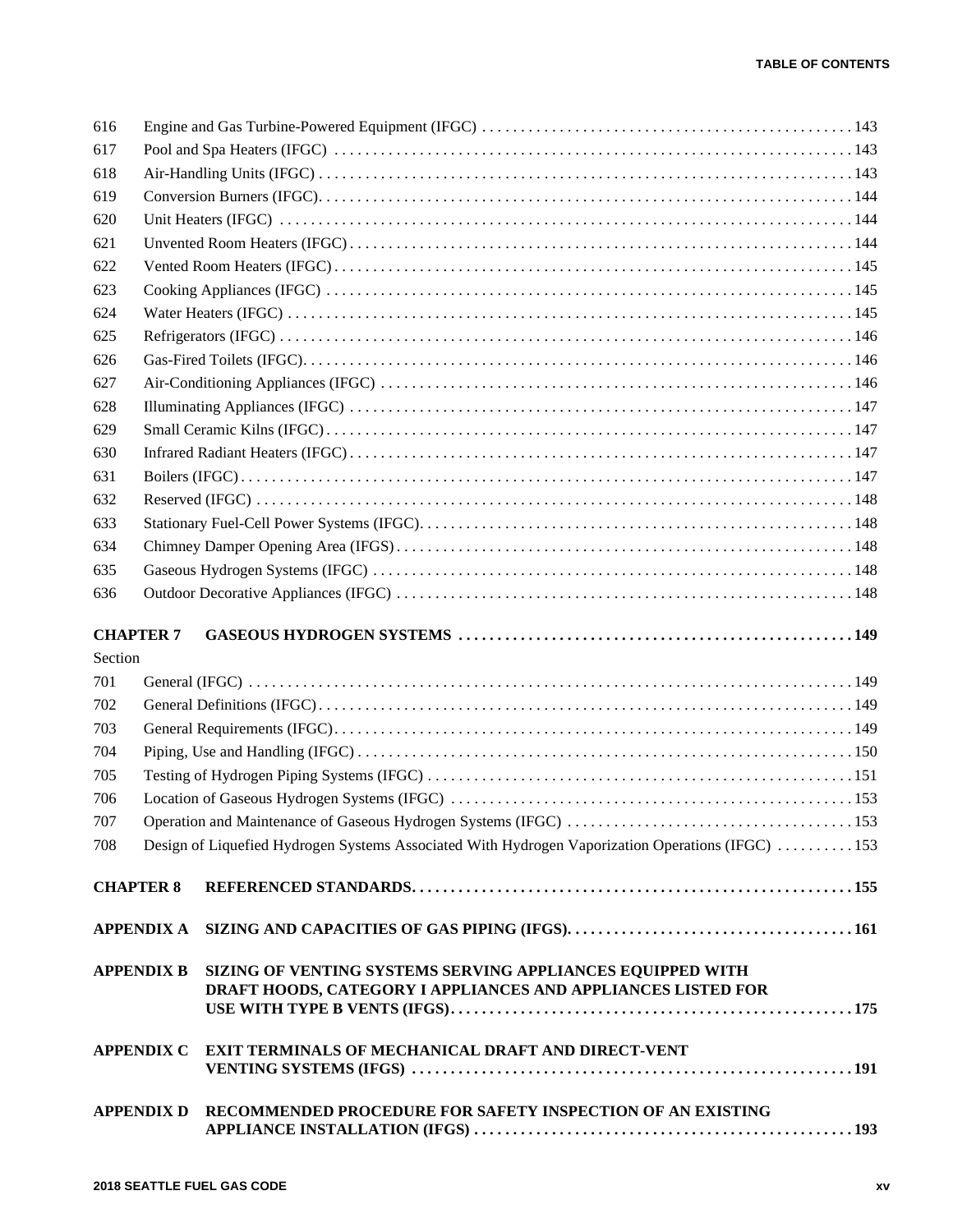| | | |
|---|---|---|
| 616 | Engine and Gas Turbine-Powered Equipment (IFGC) | 143 |
| 617 | Pool and Spa Heaters (IFGC) | 143 |
| 618 | Air-Handling Units (IFGC) | 143 |
| 619 | Conversion Burners (IFGC) | 144 |
| 620 | Unit Heaters (IFGC) | 144 |
| 621 | Unvented Room Heaters (IFGC) | 144 |
| 622 | Vented Room Heaters (IFGC) | 145 |
| 623 | Cooking Appliances (IFGC) | 145 |
| 624 | Water Heaters (IFGC) | 145 |
| 625 | Refrigerators (IFGC) | 146 |
| 626 | Gas-Fired Toilets (IFGC) | 146 |
| 627 | Air-Conditioning Appliances (IFGC) | 146 |
| 628 | Illuminating Appliances (IFGC) | 147 |
| 629 | Small Ceramic Kilns (IFGC) | 147 |
| 630 | Infrared Radiant Heaters (IFGC) | 147 |
| 631 | Boilers (IFGC) | 147 |
| 632 | Reserved (IFGC) | 148 |
| 633 | Stationary Fuel-Cell Power Systems (IFGC) | 148 |
| 634 | Chimney Damper Opening Area (IFGS) | 148 |
| 635 | Gaseous Hydrogen Systems (IFGC) | 148 |
| 636 | Outdoor Decorative Appliances (IFGC) | 148 |

**CHAPTER 7 GASEOUS HYDROGEN SYSTEMS ........ 149**

| Section | | |
|---|---|---|
| 701 | General (IFGC) | 149 |
| 702 | General Definitions (IFGC) | 149 |
| 703 | General Requirements (IFGC) | 149 |
| 704 | Piping, Use and Handling (IFGC) | 150 |
| 705 | Testing of Hydrogen Piping Systems (IFGC) | 151 |
| 706 | Location of Gaseous Hydrogen Systems (IFGC) | 153 |
| 707 | Operation and Maintenance of Gaseous Hydrogen Systems (IFGC) | 153 |
| 708 | Design of Liquefied Hydrogen Systems Associated With Hydrogen Vaporization Operations (IFGC) | 153 |

**CHAPTER 8 REFERENCED STANDARDS ........ 155**

**APPENDIX A SIZING AND CAPACITIES OF GAS PIPING (IFGS) ........ 161**

**APPENDIX B SIZING OF VENTING SYSTEMS SERVING APPLIANCES EQUIPPED WITH DRAFT HOODS, CATEGORY I APPLIANCES AND APPLIANCES LISTED FOR USE WITH TYPE B VENTS (IFGS) ........ 175**

**APPENDIX C EXIT TERMINALS OF MECHANICAL DRAFT AND DIRECT-VENT VENTING SYSTEMS (IFGS) ........ 191**

**APPENDIX D RECOMMENDED PROCEDURE FOR SAFETY INSPECTION OF AN EXISTING APPLIANCE INSTALLATION (IFGS) ........ 193**